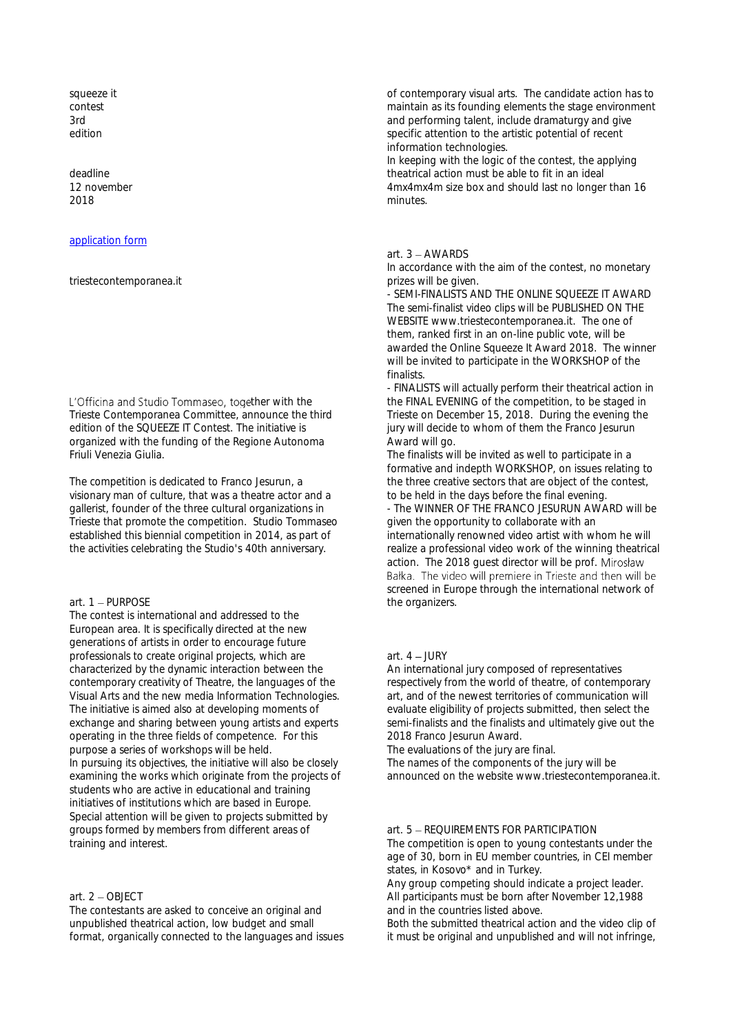squeeze it
contest
3rd
edition

deadline
12 november
2018

[application form](application form)

triestecontemporanea.it

L'Officina and Studio Tommaseo, together with the Trieste Contemporanea Committee, announce the third edition of the SQUEEZE IT Contest. The initiative is organized with the funding of the Regione Autonoma Friuli Venezia Giulia.

The competition is dedicated to Franco Jesurun, a visionary man of culture, that was a theatre actor and a gallerist, founder of the three cultural organizations in Trieste that promote the competition. Studio Tommaseo established this biennial competition in 2014, as part of the activities celebrating the Studio's 40th anniversary.

## art. 1 – PURPOSE

The contest is international and addressed to the European area. It is specifically directed at the new generations of artists in order to encourage future professionals to create original projects, which are characterized by the dynamic interaction between the contemporary creativity of Theatre, the languages of the Visual Arts and the new media Information Technologies. The initiative is aimed also at developing moments of exchange and sharing between young artists and experts operating in the three fields of competence. For this purpose a series of workshops will be held.
In pursuing its objectives, the initiative will also be closely examining the works which originate from the projects of students who are active in educational and training initiatives of institutions which are based in Europe. Special attention will be given to projects submitted by groups formed by members from different areas of training and interest.

## art. 2 – OBJECT

The contestants are asked to conceive an original and unpublished theatrical action, low budget and small format, organically connected to the languages and issues of contemporary visual arts. The candidate action has to maintain as its founding elements the stage environment and performing talent, include dramaturgy and give specific attention to the artistic potential of recent information technologies.
In keeping with the logic of the contest, the applying theatrical action must be able to fit in an ideal 4mx4mx4m size box and should last no longer than 16 minutes.

## art. 3 – AWARDS

In accordance with the aim of the contest, no monetary prizes will be given.

- SEMI-FINALISTS AND THE ONLINE SQUEEZE IT AWARD
The semi-finalist video clips will be PUBLISHED ON THE WEBSITE www.triestecontemporanea.it. The one of them, ranked first in an on-line public vote, will be awarded the Online Squeeze It Award 2018. The winner will be invited to participate in the WORKSHOP of the finalists.
- FINALISTS will actually perform their theatrical action in the FINAL EVENING of the competition, to be staged in Trieste on December 15, 2018. During the evening the jury will decide to whom of them the Franco Jesurun Award will go.
The finalists will be invited as well to participate in a formative and indepth WORKSHOP, on issues relating to the three creative sectors that are object of the contest, to be held in the days before the final evening.
- The WINNER OF THE FRANCO JESURUN AWARD will be given the opportunity to collaborate with an internationally renowned video artist with whom he will realize a professional video work of the winning theatrical action. The 2018 guest director will be prof. Mirosław Bałka. The video will premiere in Trieste and then will be screened in Europe through the international network of the organizers.

## art. 4 – JURY

An international jury composed of representatives respectively from the world of theatre, of contemporary art, and of the newest territories of communication will evaluate eligibility of projects submitted, then select the semi-finalists and the finalists and ultimately give out the 2018 Franco Jesurun Award.
The evaluations of the jury are final.
The names of the components of the jury will be announced on the website www.triestecontemporanea.it.

## art. 5 – REQUIREMENTS FOR PARTICIPATION

The competition is open to young contestants under the age of 30, born in EU member countries, in CEI member states, in Kosovo* and in Turkey.
Any group competing should indicate a project leader.
All participants must be born after November 12,1988 and in the countries listed above.
Both the submitted theatrical action and the video clip of it must be original and unpublished and will not infringe,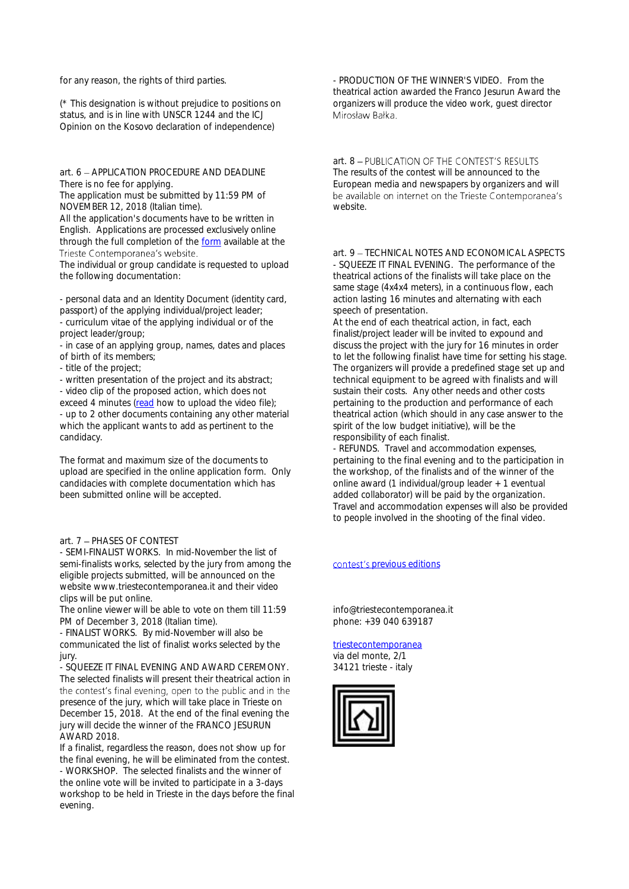for any reason, the rights of third parties.

(* This designation is without prejudice to positions on status, and is in line with UNSCR 1244 and the ICJ Opinion on the Kosovo declaration of independence)

art. 6 – APPLICATION PROCEDURE AND DEADLINE

There is no fee for applying.

The application must be submitted by 11:59 PM of NOVEMBER 12, 2018 (Italian time).

All the application's documents have to be written in English. Applications are processed exclusively online through the full completion of the form available at the Trieste Contemporanea's website.

The individual or group candidate is requested to upload the following documentation:

- personal data and an Identity Document (identity card, passport) of the applying individual/project leader;
- curriculum vitae of the applying individual or of the project leader/group;
- in case of an applying group, names, dates and places of birth of its members;
- title of the project;
- written presentation of the project and its abstract;
- video clip of the proposed action, which does not exceed 4 minutes (read how to upload the video file);
- up to 2 other documents containing any other material which the applicant wants to add as pertinent to the candidacy.

The format and maximum size of the documents to upload are specified in the online application form. Only candidacies with complete documentation which has been submitted online will be accepted.

art. 7 – PHASES OF CONTEST

- SEMI-FINALIST WORKS. In mid-November the list of semi-finalists works, selected by the jury from among the eligible projects submitted, will be announced on the website www.triestecontemporanea.it and their video clips will be put online.

The online viewer will be able to vote on them till 11:59 PM of December 3, 2018 (Italian time).

- FINALIST WORKS. By mid-November will also be communicated the list of finalist works selected by the jury.

- SQUEEZE IT FINAL EVENING AND AWARD CEREMONY. The selected finalists will present their theatrical action in the contest's final evening, open to the public and in the presence of the jury, which will take place in Trieste on December 15, 2018. At the end of the final evening the jury will decide the winner of the FRANCO JESURUN AWARD 2018.

If a finalist, regardless the reason, does not show up for the final evening, he will be eliminated from the contest.

- WORKSHOP. The selected finalists and the winner of the online vote will be invited to participate in a 3-days workshop to be held in Trieste in the days before the final evening.

- PRODUCTION OF THE WINNER'S VIDEO. From the theatrical action awarded the Franco Jesurun Award the organizers will produce the video work, guest director Mirosław Bałka.

art. 8 – PUBLICATION OF THE CONTEST'S RESULTS

The results of the contest will be announced to the European media and newspapers by organizers and will be available on internet on the Trieste Contemporanea's website.

art. 9 – TECHNICAL NOTES AND ECONOMICAL ASPECTS

- SQUEEZE IT FINAL EVENING. The performance of the theatrical actions of the finalists will take place on the same stage (4x4x4 meters), in a continuous flow, each action lasting 16 minutes and alternating with each speech of presentation.

At the end of each theatrical action, in fact, each finalist/project leader will be invited to expound and discuss the project with the jury for 16 minutes in order to let the following finalist have time for setting his stage. The organizers will provide a predefined stage set up and technical equipment to be agreed with finalists and will sustain their costs. Any other needs and other costs pertaining to the production and performance of each theatrical action (which should in any case answer to the spirit of the low budget initiative), will be the responsibility of each finalist.

- REFUNDS. Travel and accommodation expenses, pertaining to the final evening and to the participation in the workshop, of the finalists and of the winner of the online award (1 individual/group leader + 1 eventual added collaborator) will be paid by the organization. Travel and accommodation expenses will also be provided to people involved in the shooting of the final video.

contest's previous editions

info@triestecontemporanea.it
phone: +39 040 639187

triestecontemporanea
via del monte, 2/1
34121 trieste - italy